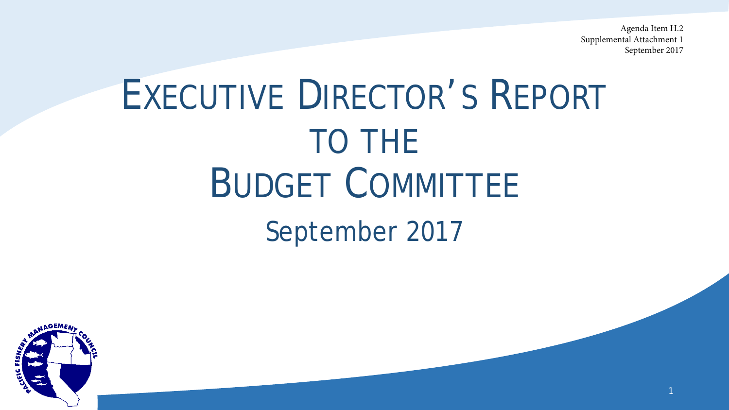Agenda Item H.2
Supplemental Attachment 1
September 2017

# EXECUTIVE DIRECTOR'S REPORT TO THE BUDGET COMMITTEE

## September 2017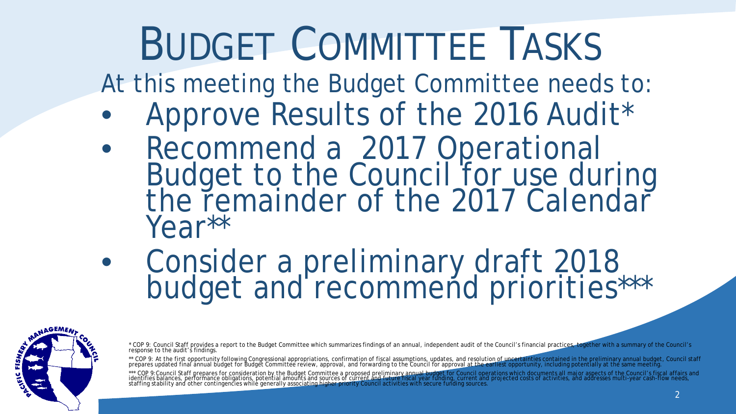# Budget Committee Tasks

At this meeting the Budget Committee needs to:

- Approve Results of the 2016 Audit*
- Recommend a 2017 Operational Budget to the Council for use during the remainder of the 2017 Calendar Year**
- Consider a preliminary draft 2018 budget and recommend priorities***

* COP 9: Council Staff provides a report to the Budget Committee which summarizes findings of an annual, independent audit of the Council's financial practices, together with a summary of the Council's response to the audit's findings.

** COP 9: At the first opportunity following Congressional appropriations, confirmation of fiscal assumptions, updates, and resolution of uncertainties contained in the preliminary annual budget, Council staff prepares updated final annual budget for Budget Committee review, approval, and forwarding to the Council for approval at the earliest opportunity, including potentially at the same meeting.

*** COP 9: Council Staff prepares for consideration by the Budget Committee a proposed preliminary annual budget for Council operations which documents all major aspects of the Council's fiscal affairs and identifies balances, performance obligations, potential amounts and sources of current and future fiscal year funding, current and projected costs of activities, and addresses multi-year cash-flow needs, staffing stability and other contingencies while generally associating higher priority Council activities with secure funding sources.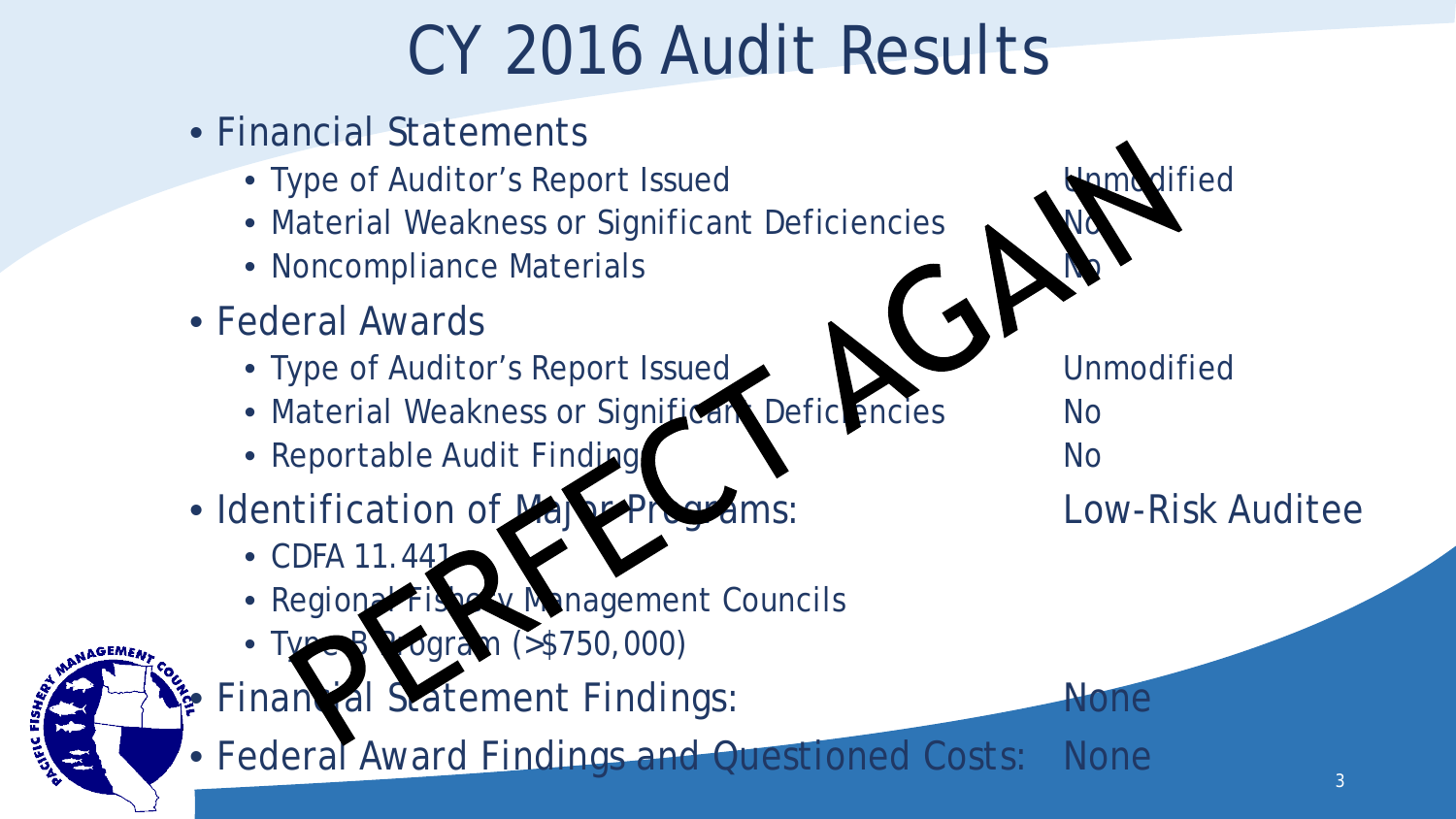# CY 2016 Audit Results

- Financial Statements
  - Type of Auditor's Report Issued — Unmodified
  - Material Weakness or Significant Deficiencies — No
  - Noncompliance Materials — No
- Federal Awards
  - Type of Auditor's Report Issued — Unmodified
  - Material Weakness or Significant Deficiencies — No
  - Reportable Audit Findings — No
- Identification of Major Programs: — Low-Risk Auditee
  - CDFA 11.441
  - Regional Fishery Management Councils
  - Type B Program (>$750,000)
- Financial Statement Findings: — None
- Federal Award Findings and Questioned Costs: — None

PERFECT AGAIN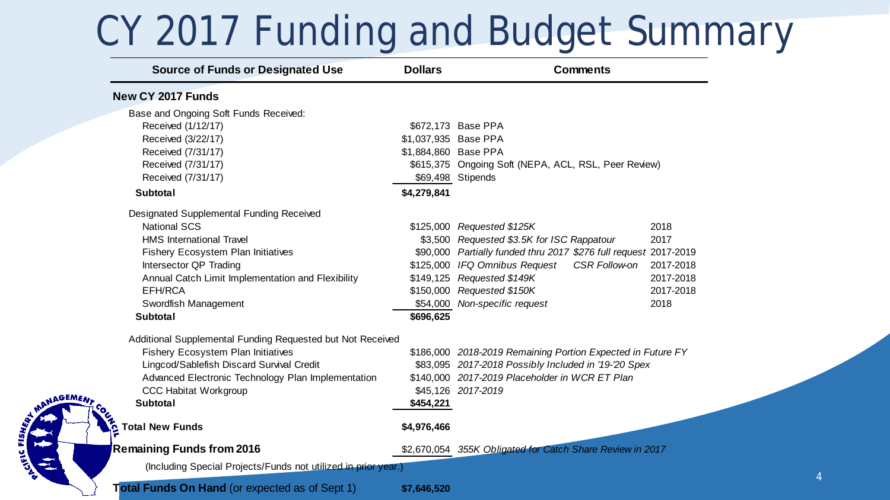# CY 2017 Funding and Budget Summary

| Source of Funds or Designated Use | Dollars | Comments | |
|---|---|---|---|
| **New CY 2017 Funds** | | | |
| Base and Ongoing Soft Funds Received: | | | |
| Received (1/12/17) | $672,173 | Base PPA | |
| Received (3/22/17) | $1,037,935 | Base PPA | |
| Received (7/31/17) | $1,884,860 | Base PPA | |
| Received (7/31/17) | $615,375 | Ongoing Soft (NEPA, ACL, RSL, Peer Review) | |
| Received (7/31/17) | $69,498 | Stipends | |
| **Subtotal** | **$4,279,841** | | |
| Designated Supplemental Funding Received | | | |
| National SCS | $125,000 | *Requested $125K* | 2018 |
| HMS International Travel | $3,500 | *Requested $3.5K for ISC Rappatour* | 2017 |
| Fishery Ecosystem Plan Initiatives | $90,000 | *Partially funded thru 2017 $276 full request* | 2017-2019 |
| Intersector QP Trading | $125,000 | *IFQ Omnibus Request CSR Follow-on* | 2017-2018 |
| Annual Catch Limit Implementation and Flexibility | $149,125 | *Requested $149K* | 2017-2018 |
| EFH/RCA | $150,000 | *Requested $150K* | 2017-2018 |
| Swordfish Management | $54,000 | *Non-specific request* | 2018 |
| **Subtotal** | **$696,625** | | |
| Additional Supplemental Funding Requested but Not Received | | | |
| Fishery Ecosystem Plan Initiatives | $186,000 | *2018-2019 Remaining Portion Expected in Future FY* | |
| Lingcod/Sablefish Discard Survival Credit | $83,095 | *2017-2018 Possibly Included in '19-'20 Spex* | |
| Advanced Electronic Technology Plan Implementation | $140,000 | *2017-2019 Placeholder in WCR ET Plan* | |
| CCC Habitat Workgroup | $45,126 | *2017-2019* | |
| **Subtotal** | **$454,221** | | |
| **Total New Funds** | **$4,976,466** | | |
| **Remaining Funds from 2016** | $2,670,054 | *355K Obligated for Catch Share Review in 2017* | |
| (Including Special Projects/Funds not utilized in prior year.) | | | |
| **Total Funds On Hand** (or expected as of Sept 1) | **$7,646,520** | | |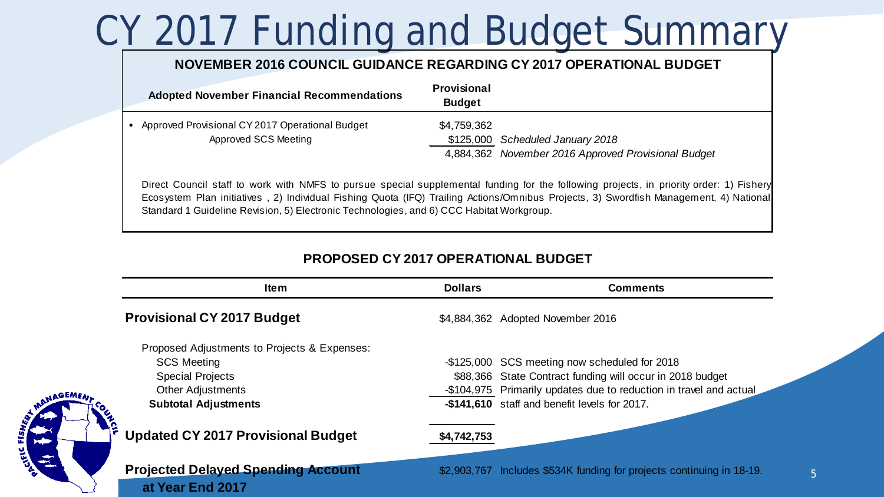# CY 2017 Funding and Budget Summary

## NOVEMBER 2016 COUNCIL GUIDANCE REGARDING CY 2017 OPERATIONAL BUDGET

| Adopted November Financial Recommendations | Provisional Budget | |
|---|---|---|
| • Approved Provisional CY 2017 Operational Budget | $4,759,362 | |
| Approved SCS Meeting | $125,000 | *Scheduled January 2018* |
| | 4,884,362 | *November 2016 Approved Provisional Budget* |

Direct Council staff to work with NMFS to pursue special supplemental funding for the following projects, in priority order: 1) Fishery Ecosystem Plan initiatives , 2) Individual Fishing Quota (IFQ) Trailing Actions/Omnibus Projects, 3) Swordfish Management, 4) National Standard 1 Guideline Revision, 5) Electronic Technologies, and 6) CCC Habitat Workgroup.

## PROPOSED CY 2017 OPERATIONAL BUDGET

| Item | Dollars | Comments |
|---|---|---|
| **Provisional CY 2017 Budget** | $4,884,362 | Adopted November 2016 |
| Proposed Adjustments to Projects & Expenses: | | |
| SCS Meeting | -$125,000 | SCS meeting now scheduled for 2018 |
| Special Projects | $88,366 | State Contract funding will occur in 2018 budget |
| Other Adjustments | -$104,975 | Primarily updates due to reduction in travel and actual |
| **Subtotal Adjustments** | **-$141,610** | staff and benefit levels for 2017. |
| **Updated CY 2017 Provisional Budget** | **$4,742,753** | |
| **Projected Delayed Spending Account at Year End 2017** | $2,903,767 | Includes $534K funding for projects continuing in 18-19. |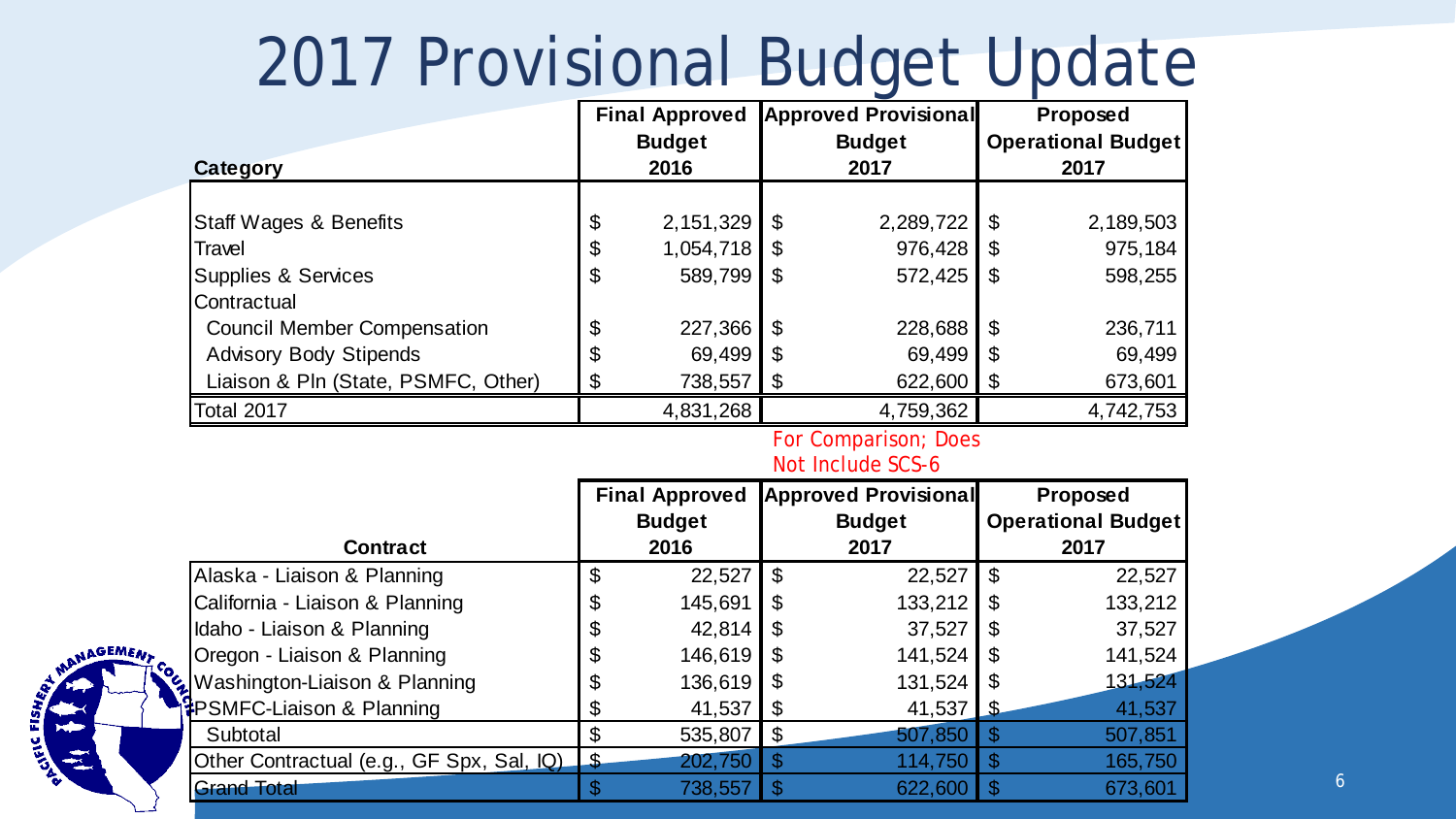# 2017 Provisional Budget Update

| Category | Final Approved Budget 2016 | Approved Provisional Budget 2017 | Proposed Operational Budget 2017 |
|---|---|---|---|
| Staff Wages & Benefits | $ 2,151,329 | $ 2,289,722 | $ 2,189,503 |
| Travel | $ 1,054,718 | $ 976,428 | $ 975,184 |
| Supplies & Services | $ 589,799 | $ 572,425 | $ 598,255 |
| Contractual | | | |
| Council Member Compensation | $ 227,366 | $ 228,688 | $ 236,711 |
| Advisory Body Stipends | $ 69,499 | $ 69,499 | $ 69,499 |
| Liaison & Pln (State, PSMFC, Other) | $ 738,557 | $ 622,600 | $ 673,601 |
| Total 2017 | 4,831,268 | 4,759,362 | 4,742,753 |

For Comparison; Does Not Include SCS-6

| Contract | Final Approved Budget 2016 | Approved Provisional Budget 2017 | Proposed Operational Budget 2017 |
|---|---|---|---|
| Alaska - Liaison & Planning | $ 22,527 | $ 22,527 | $ 22,527 |
| California - Liaison & Planning | $ 145,691 | $ 133,212 | $ 133,212 |
| Idaho - Liaison & Planning | $ 42,814 | $ 37,527 | $ 37,527 |
| Oregon - Liaison & Planning | $ 146,619 | $ 141,524 | $ 141,524 |
| Washington-Liaison & Planning | $ 136,619 | $ 131,524 | $ 131,524 |
| PSMFC-Liaison & Planning | $ 41,537 | $ 41,537 | $ 41,537 |
| Subtotal | $ 535,807 | $ 507,850 | $ 507,851 |
| Other Contractual (e.g., GF Spx, Sal, IQ) | $ 202,750 | $ 114,750 | $ 165,750 |
| Grand Total | $ 738,557 | $ 622,600 | $ 673,601 |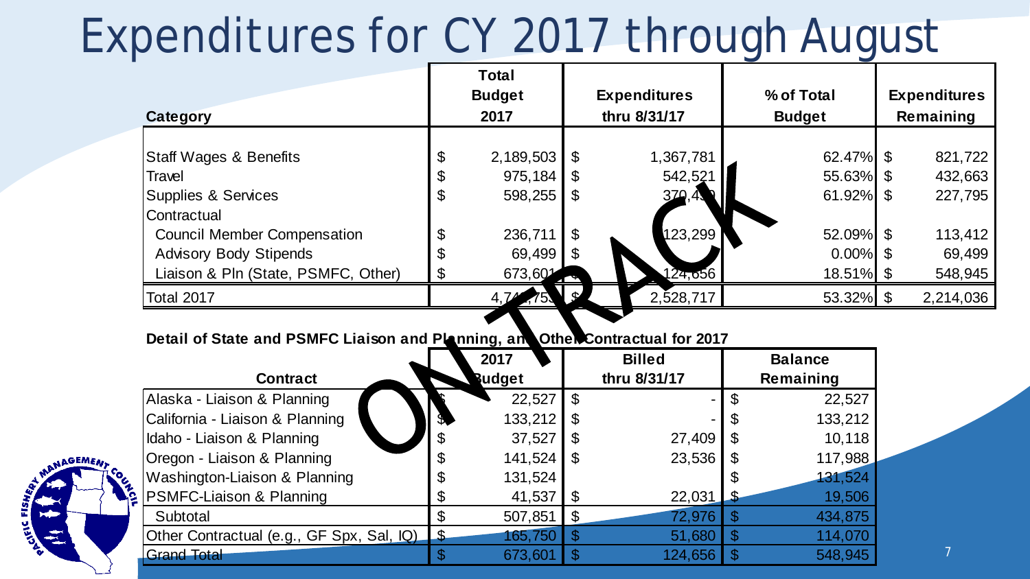# Expenditures for CY 2017 through August

**ON TRACK**

| Category | Total Budget 2017 | Expenditures thru 8/31/17 | % of Total Budget | Expenditures Remaining |
|---|---|---|---|---|
| Staff Wages & Benefits | $ 2,189,503 | $ 1,367,781 | 62.47% | $ 821,722 |
| Travel | $ 975,184 | $ 542,521 | 55.63% | $ 432,663 |
| Supplies & Services | $ 598,255 | $ 370,460 | 61.92% | $ 227,795 |
| Contractual | | | | |
| Council Member Compensation | $ 236,711 | $ 123,299 | 52.09% | $ 113,412 |
| Advisory Body Stipends | $ 69,499 | $ - | 0.00% | $ 69,499 |
| Liaison & Pln (State, PSMFC, Other) | $ 673,601 | $ 124,656 | 18.51% | $ 548,945 |
| Total 2017 | $ 4,742,753 | $ 2,528,717 | 53.32% | $ 2,214,036 |

**Detail of State and PSMFC Liaison and Planning, and Other Contractual for 2017**

| Contract | 2017 Budget | Billed thru 8/31/17 | Balance Remaining |
|---|---|---|---|
| Alaska - Liaison & Planning | $ 22,527 | $ - | $ 22,527 |
| California - Liaison & Planning | $ 133,212 | $ - | $ 133,212 |
| Idaho - Liaison & Planning | $ 37,527 | $ 27,409 | $ 10,118 |
| Oregon - Liaison & Planning | $ 141,524 | $ 23,536 | $ 117,988 |
| Washington-Liaison & Planning | $ 131,524 | | $ 131,524 |
| PSMFC-Liaison & Planning | $ 41,537 | $ 22,031 | $ 19,506 |
| Subtotal | $ 507,851 | $ 72,976 | $ 434,875 |
| Other Contractual (e.g., GF Spx, Sal, IQ) | $ 165,750 | $ 51,680 | $ 114,070 |
| Grand Total | $ 673,601 | $ 124,656 | $ 548,945 |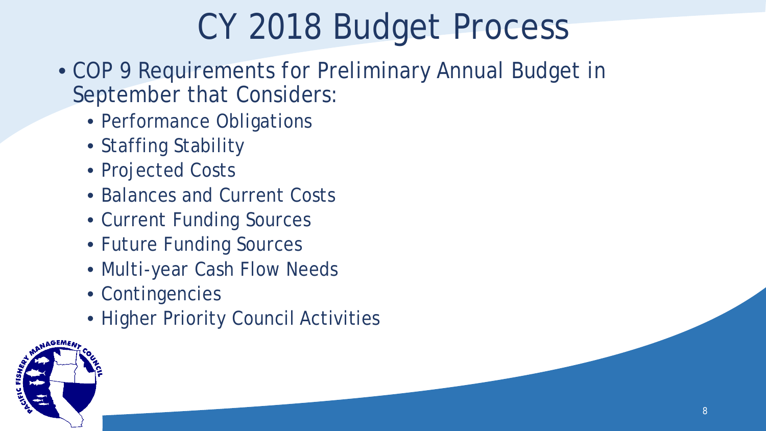# CY 2018 Budget Process

- COP 9 Requirements for Preliminary Annual Budget in September that Considers:
  - Performance Obligations
  - Staffing Stability
  - Projected Costs
  - Balances and Current Costs
  - Current Funding Sources
  - Future Funding Sources
  - Multi-year Cash Flow Needs
  - Contingencies
  - Higher Priority Council Activities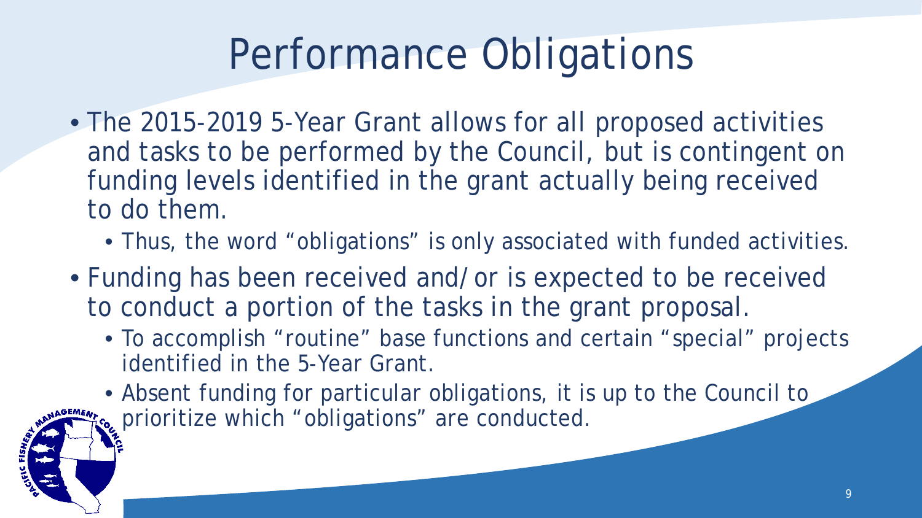# Performance Obligations

- The 2015-2019 5-Year Grant allows for all proposed activities and tasks to be performed by the Council, but is contingent on funding levels identified in the grant actually being received to do them.
  - Thus, the word "obligations" is only associated with funded activities.
- Funding has been received and/or is expected to be received to conduct a portion of the tasks in the grant proposal.
  - To accomplish "routine" base functions and certain "special" projects identified in the 5-Year Grant.
  - Absent funding for particular obligations, it is up to the Council to prioritize which "obligations" are conducted.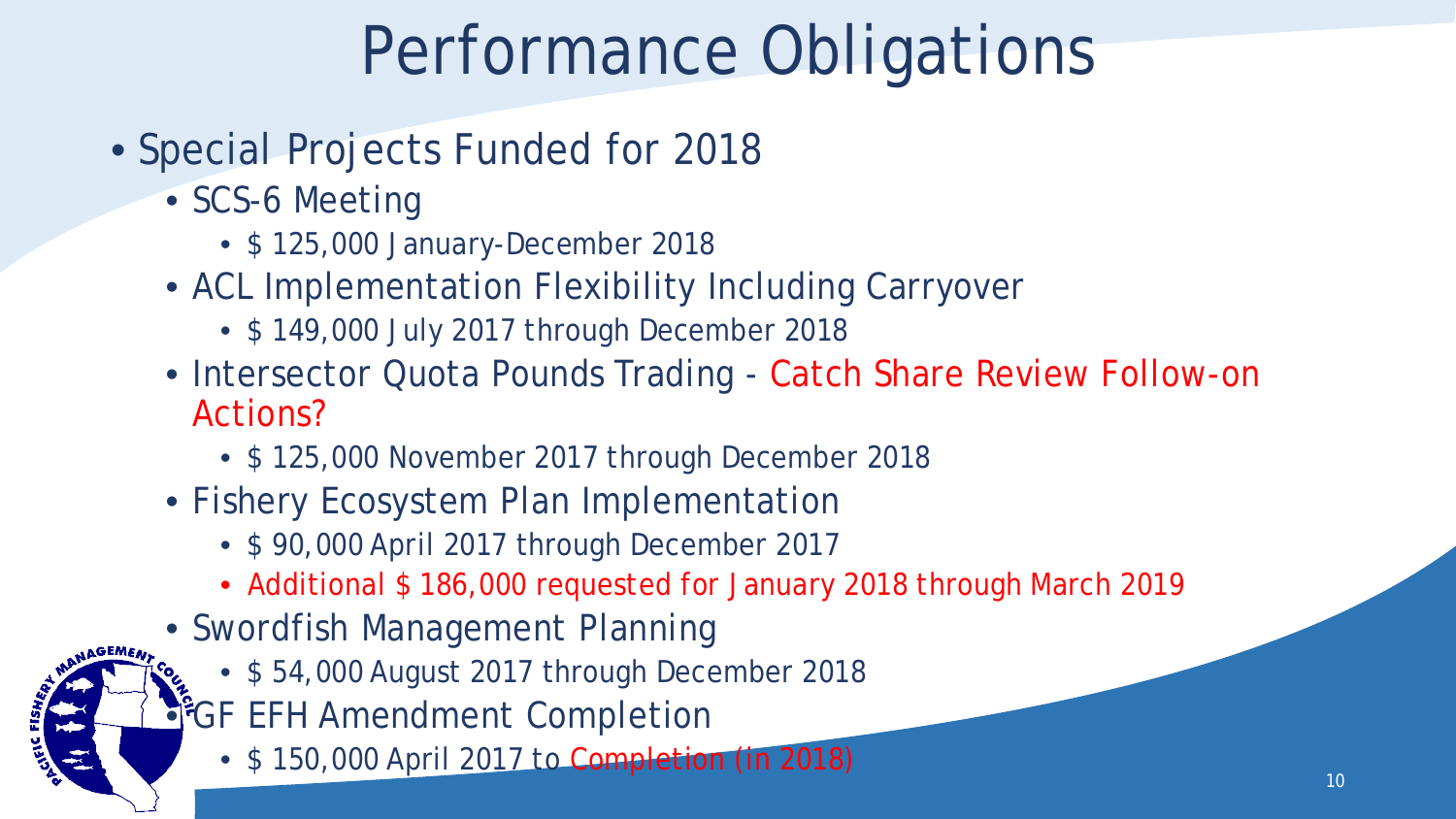# Performance Obligations

- Special Projects Funded for 2018
  - SCS-6 Meeting
    - $ 125,000 January-December 2018
  - ACL Implementation Flexibility Including Carryover
    - $ 149,000 July 2017 through December 2018
  - Intersector Quota Pounds Trading - Catch Share Review Follow-on Actions?
    - $ 125,000 November 2017 through December 2018
  - Fishery Ecosystem Plan Implementation
    - $ 90,000 April 2017 through December 2017
    - Additional $ 186,000 requested for January 2018 through March 2019
  - Swordfish Management Planning
    - $ 54,000 August 2017 through December 2018
  - GF EFH Amendment Completion
    - $ 150,000 April 2017 to Completion (in 2018)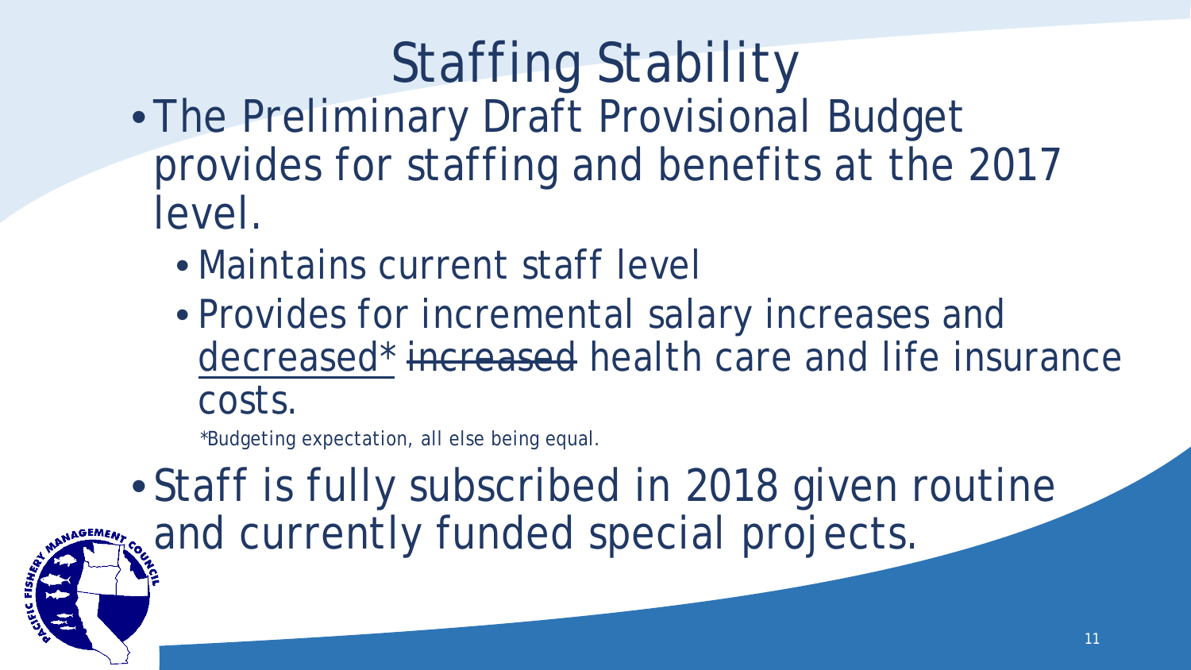# Staffing Stability

- The Preliminary Draft Provisional Budget provides for staffing and benefits at the 2017 level.
  - Maintains current staff level
  - Provides for incremental salary increases and <u>decreased*</u> ~~increased~~ health care and life insurance costs.

    *Budgeting expectation, all else being equal.
- Staff is fully subscribed in 2018 given routine and currently funded special projects.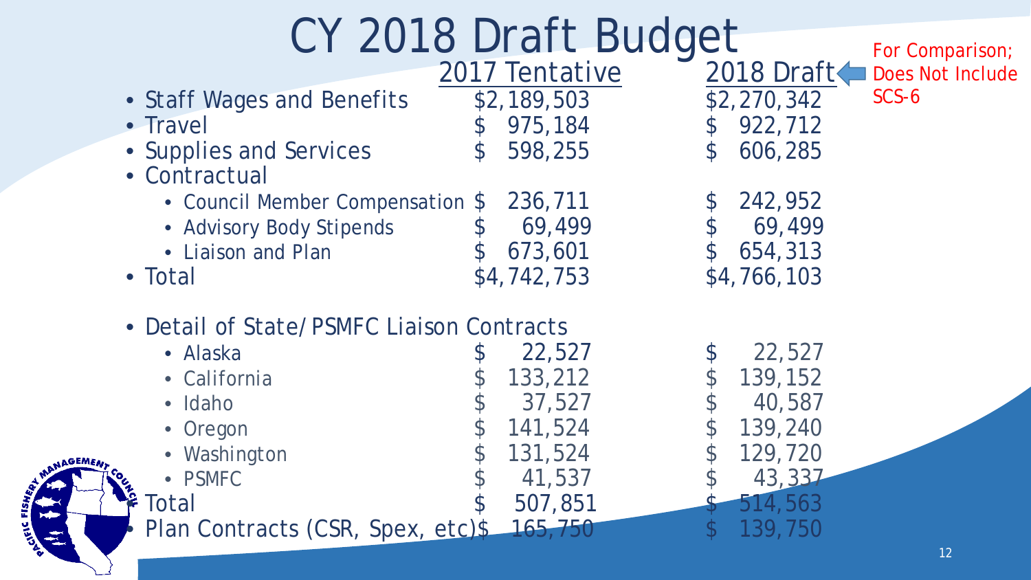# CY 2018 Draft Budget

For Comparison; Does Not Include SCS-6

| | 2017 Tentative | 2018 Draft |
|---|---|---|
| • Staff Wages and Benefits | $2,189,503 | $2,270,342 |
| • Travel | $ 975,184 | $ 922,712 |
| • Supplies and Services | $ 598,255 | $ 606,285 |
| • Contractual | | |
| • Council Member Compensation | $ 236,711 | $ 242,952 |
| • Advisory Body Stipends | $ 69,499 | $ 69,499 |
| • Liaison and Plan | $ 673,601 | $ 654,313 |
| • Total | $4,742,753 | $4,766,103 |
| • Detail of State/PSMFC Liaison Contracts | | |
| • Alaska | $ 22,527 | $ 22,527 |
| • California | $ 133,212 | $ 139,152 |
| • Idaho | $ 37,527 | $ 40,587 |
| • Oregon | $ 141,524 | $ 139,240 |
| • Washington | $ 131,524 | $ 129,720 |
| • PSMFC | $ 41,537 | $ 43,337 |
| • Total | $ 507,851 | $ 514,563 |
| • Plan Contracts (CSR, Spex, etc) | $ 165,750 | $ 139,750 |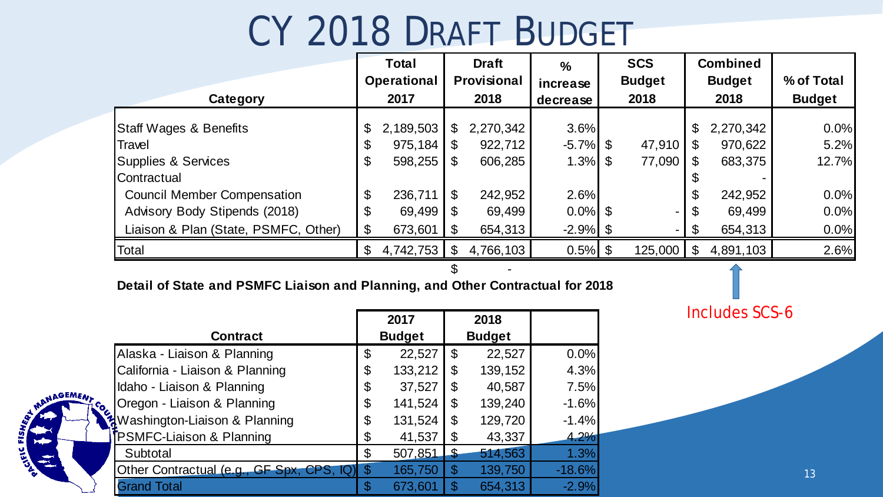# CY 2018 Draft Budget

| Category | Total Operational 2017 | Draft Provisional 2018 | % increase decrease | SCS Budget 2018 | Combined Budget 2018 | % of Total Budget |
|---|---|---|---|---|---|---|
| Staff Wages & Benefits | $ 2,189,503 | $ 2,270,342 | 3.6% | | $ 2,270,342 | 0.0% |
| Travel | $ 975,184 | $ 922,712 | -5.7% | $ 47,910 | $ 970,622 | 5.2% |
| Supplies & Services | $ 598,255 | $ 606,285 | 1.3% | $ 77,090 | $ 683,375 | 12.7% |
| Contractual | | | | | $ - | |
| Council Member Compensation | $ 236,711 | $ 242,952 | 2.6% | | $ 242,952 | 0.0% |
| Advisory Body Stipends (2018) | $ 69,499 | $ 69,499 | 0.0% | $ - | $ 69,499 | 0.0% |
| Liaison & Plan (State, PSMFC, Other) | $ 673,601 | $ 654,313 | -2.9% | $ - | $ 654,313 | 0.0% |
| Total | $ 4,742,753 | $ 4,766,103 | 0.5% | $ 125,000 | $ 4,891,103 | 2.6% |
| | | $ - | | | | |

Includes SCS-6

**Detail of State and PSMFC Liaison and Planning, and Other Contractual for 2018**

| Contract | 2017 Budget | 2018 Budget | |
|---|---|---|---|
| Alaska - Liaison & Planning | $ 22,527 | $ 22,527 | 0.0% |
| California - Liaison & Planning | $ 133,212 | $ 139,152 | 4.3% |
| Idaho - Liaison & Planning | $ 37,527 | $ 40,587 | 7.5% |
| Oregon - Liaison & Planning | $ 141,524 | $ 139,240 | -1.6% |
| Washington-Liaison & Planning | $ 131,524 | $ 129,720 | -1.4% |
| PSMFC-Liaison & Planning | $ 41,537 | $ 43,337 | 4.2% |
| Subtotal | $ 507,851 | $ 514,563 | 1.3% |
| Other Contractual (e.g., GF Spx, CPS, IQ) | $ 165,750 | $ 139,750 | -18.6% |
| Grand Total | $ 673,601 | $ 654,313 | -2.9% |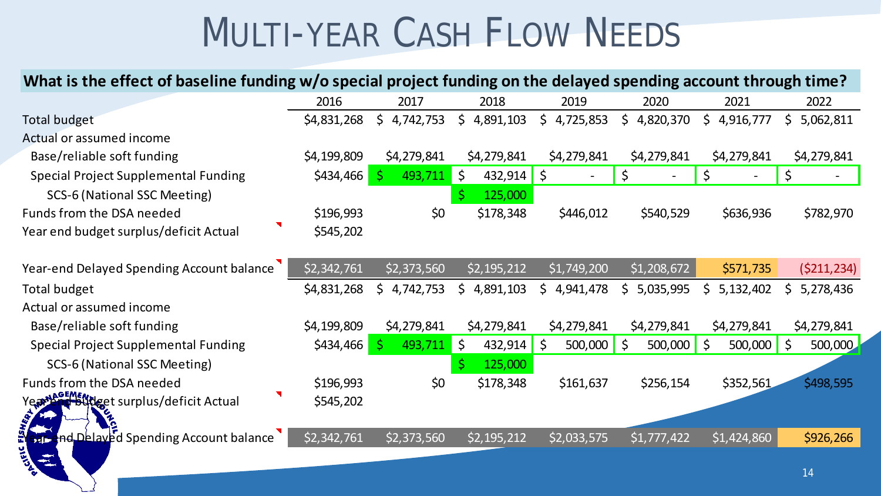# Multi-year Cash Flow Needs

**What is the effect of baseline funding w/o special project funding on the delayed spending account through time?**

| | 2016 | 2017 | 2018 | 2019 | 2020 | 2021 | 2022 |
|---|---|---|---|---|---|---|---|
| Total budget | $4,831,268 | $ 4,742,753 | $ 4,891,103 | $ 4,725,853 | $ 4,820,370 | $ 4,916,777 | $ 5,062,811 |
| Actual or assumed income | | | | | | | |
| Base/reliable soft funding | $4,199,809 | $4,279,841 | $4,279,841 | $4,279,841 | $4,279,841 | $4,279,841 | $4,279,841 |
| Special Project Supplemental Funding | $434,466 | $ 493,711 | $ 432,914 | $ - | $ - | $ - | $ - |
| SCS-6 (National SSC Meeting) | | | $ 125,000 | | | | |
| Funds from the DSA needed | $196,993 | $0 | $178,348 | $446,012 | $540,529 | $636,936 | $782,970 |
| Year end budget surplus/deficit Actual | $545,202 | | | | | | |
| | | | | | | | |
| Year-end Delayed Spending Account balance | $2,342,761 | $2,373,560 | $2,195,212 | $1,749,200 | $1,208,672 | $571,735 | ($211,234) |
| Total budget | $4,831,268 | $ 4,742,753 | $ 4,891,103 | $ 4,941,478 | $ 5,035,995 | $ 5,132,402 | $ 5,278,436 |
| Actual or assumed income | | | | | | | |
| Base/reliable soft funding | $4,199,809 | $4,279,841 | $4,279,841 | $4,279,841 | $4,279,841 | $4,279,841 | $4,279,841 |
| Special Project Supplemental Funding | $434,466 | $ 493,711 | $ 432,914 | $ 500,000 | $ 500,000 | $ 500,000 | $ 500,000 |
| SCS-6 (National SSC Meeting) | | | $ 125,000 | | | | |
| Funds from the DSA needed | $196,993 | $0 | $178,348 | $161,637 | $256,154 | $352,561 | $498,595 |
| Year end budget surplus/deficit Actual | $545,202 | | | | | | |
| | | | | | | | |
| Year-end Delayed Spending Account balance | $2,342,761 | $2,373,560 | $2,195,212 | $2,033,575 | $1,777,422 | $1,424,860 | $926,266 |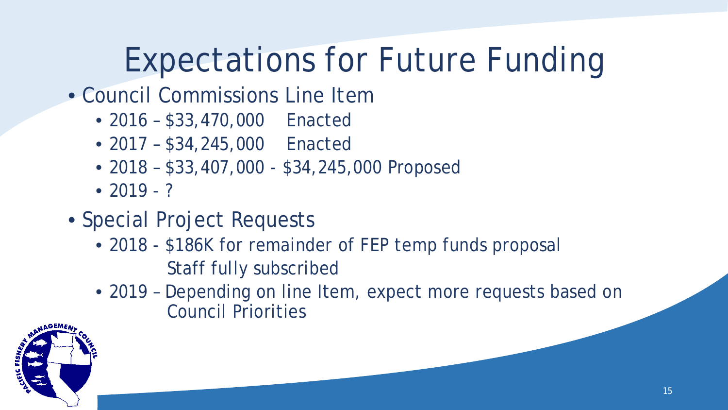# Expectations for Future Funding

- Council Commissions Line Item
  - 2016 – $33,470,000   Enacted
  - 2017 – $34,245,000   Enacted
  - 2018 – $33,407,000 - $34,245,000 Proposed
  - 2019 - ?
- Special Project Requests
  - 2018 - $186K for remainder of FEP temp funds proposal
    Staff fully subscribed
  - 2019 – Depending on line Item, expect more requests based on Council Priorities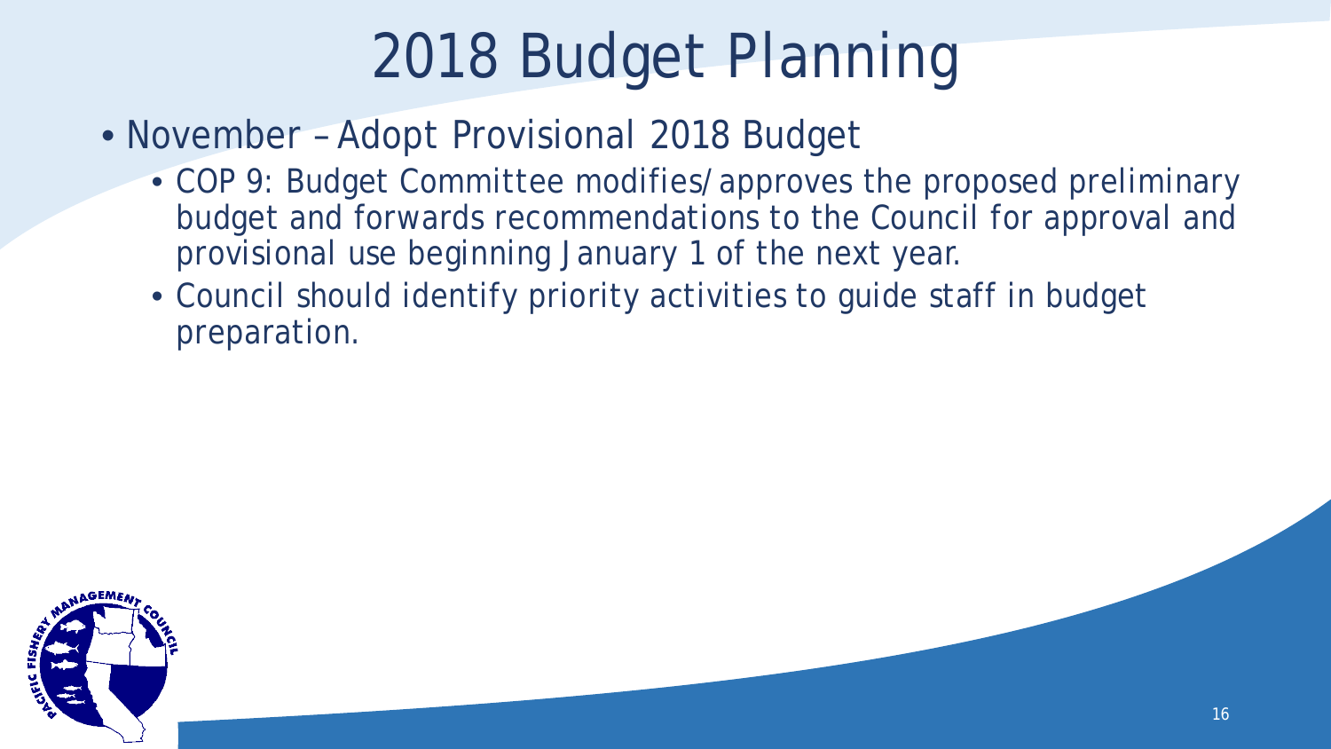# 2018 Budget Planning

- November – Adopt Provisional 2018 Budget
  - COP 9: Budget Committee modifies/approves the proposed preliminary budget and forwards recommendations to the Council for approval and provisional use beginning January 1 of the next year.
  - Council should identify priority activities to guide staff in budget preparation.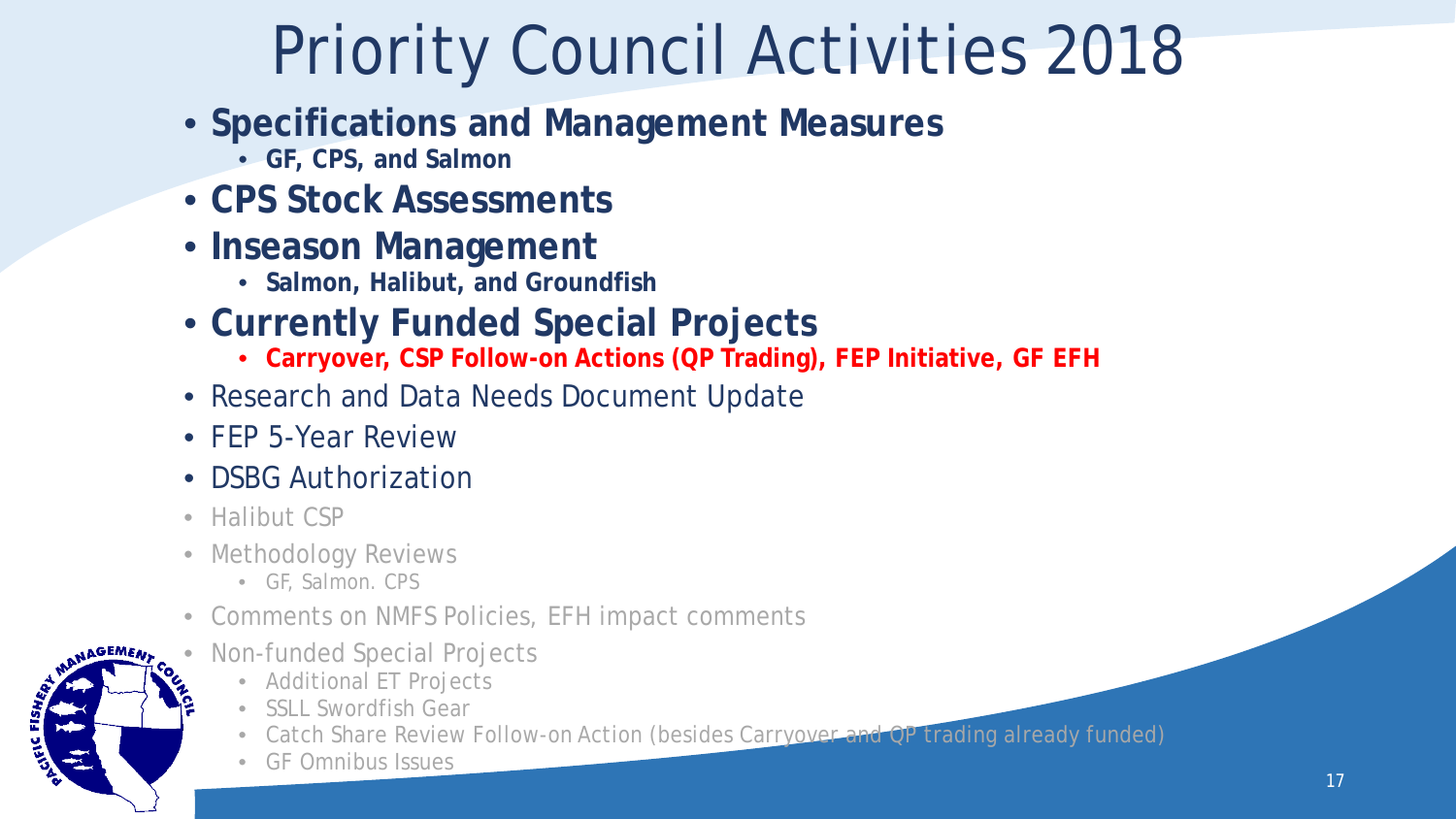# Priority Council Activities 2018

- **Specifications and Management Measures**
  - **GF, CPS, and Salmon**
- **CPS Stock Assessments**
- **Inseason Management**
  - **Salmon, Halibut, and Groundfish**
- **Currently Funded Special Projects**
  - **Carryover, CSP Follow-on Actions (QP Trading), FEP Initiative, GF EFH**
- Research and Data Needs Document Update
- FEP 5-Year Review
- DSBG Authorization
- Halibut CSP
- Methodology Reviews
  - GF, Salmon. CPS
- Comments on NMFS Policies, EFH impact comments
- Non-funded Special Projects
  - Additional ET Projects
  - SSLL Swordfish Gear
  - Catch Share Review Follow-on Action (besides Carryover and QP trading already funded)
  - GF Omnibus Issues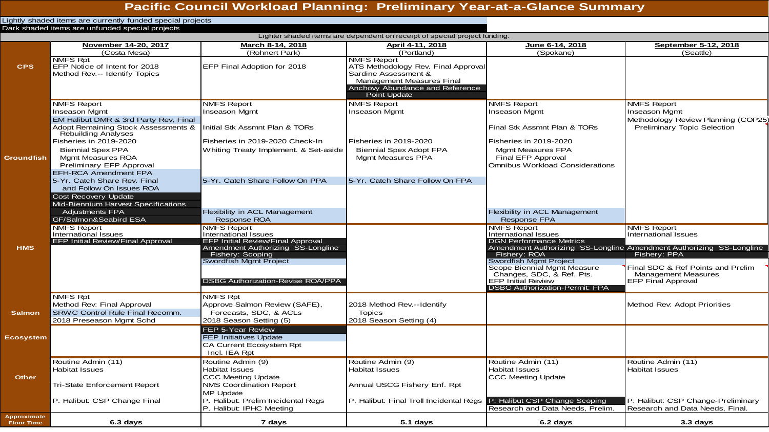# Pacific Council Workload Planning: Preliminary Year-at-a-Glance Summary

Lightly shaded items are currently funded special projects

Dark shaded items are unfunded special projects

Lighter shaded items are dependent on receipt of special project funding.

| | November 14-20, 2017 (Costa Mesa) | March 8-14, 2018 (Rohnert Park) | April 4-11, 2018 (Portland) | June 6-14, 2018 (Spokane) | September 5-12, 2018 (Seattle) |
|---|---|---|---|---|---|
| CPS | NMFS Rpt<br>EFP Notice of Intent for 2018<br>Method Rev.-- Identify Topics | EFP Final Adoption for 2018 | NMFS Report<br>ATS Methodology Rev. Final Approval<br>Sardine Assessment & Management Measures Final<br>Anchovy Abundance and Reference Point Update | | |
| Groundfish | NMFS Report<br>Inseason Mgmt<br>EM Halibut DMR & 3rd Party Rev, Final<br>Adopt Remaining Stock Assessments & Rebuilding Analyses<br>Fisheries in 2019-2020<br>Biennial Spex PPA<br>Mgmt Measures ROA<br>Preliminary EFP Approval<br>EFH-RCA Amendment FPA<br>5-Yr. Catch Share Rev. Final and Follow On Issues ROA<br>Cost Recovery Update<br>Mid-Biennium Harvest Specifications Adjustments FPA<br>GF/Salmon&Seabird ESA | NMFS Report<br>Inseason Mgmt<br>Initial Stk Assmnt Plan & TORs<br>Fisheries in 2019-2020 Check-In<br>Whiting Treaty Implement. & Set-aside<br>5-Yr. Catch Share Follow On PPA<br>Flexibility in ACL Management Response ROA | NMFS Report<br>Inseason Mgmt<br>Fisheries in 2019-2020<br>Biennial Spex Adopt FPA<br>Mgmt Measures PPA<br>5-Yr. Catch Share Follow On FPA | NMFS Report<br>Inseason Mgmt<br>Final Stk Assmnt Plan & TORs<br>Fisheries in 2019-2020<br>Mgmt Measures FPA<br>Final EFP Approval<br>Omnibus Workload Considerations<br>Flexibility in ACL Management Response FPA | NMFS Report<br>Inseason Mgmt<br>Methodology Review Planning (COP25)<br>Preliminary Topic Selection |
| HMS | NMFS Report<br>International Issues<br>EFP Initial Review/Final Approval | NMFS Report<br>International Issues<br>EFP Initial Review/Final Approval<br>Amendment Authorizing SS-Longline Fishery: Scoping<br>Swordfish Mgmt Project<br>DSBG Authorization-Revise ROA/PPA | | NMFS Report<br>International Issues<br>DGN Performance Metrics<br>Amendment Authorizing SS-Longline Fishery: ROA<br>Swordfish Mgmt Project<br>Scope Biennial Mgmt Measure Changes, SDC, & Ref. Pts.<br>EFP Initial Review<br>DSBG Authorization-Permit: FPA | NMFS Report<br>International Issues<br>Amendment Authorizing SS-Longline Fishery: PPA<br>Final SDC & Ref Points and Prelim Management Measures<br>EFP Final Approval |
| Salmon | NMFS Rpt<br>Method Rev: Final Approval<br>SRWC Control Rule Final Recomm.<br>2018 Preseason Mgmt Schd | NMFS Rpt<br>Approve Salmon Review (SAFE), Forecasts, SDC, & ACLs<br>2018 Season Setting (5) | 2018 Method Rev.--Identify Topics<br>2018 Season Setting (4) | | Method Rev: Adopt Priorities |
| Ecosystem | | FEP 5-Year Review<br>FEP Initiatives Update<br>CA Current Ecosystem Rpt Incl. IEA Rpt | | | |
| Other | Routine Admin (11)<br>Habitat Issues<br>Tri-State Enforcement Report<br>P. Halibut: CSP Change Final | Routine Admin (9)<br>Habitat Issues<br>CCC Meeting Update<br>NMS Coordination Report<br>MP Update<br>P. Halibut: Prelim Incidental Regs<br>P. Halibut: IPHC Meeting | Routine Admin (9)<br>Habitat Issues<br>Annual USCG Fishery Enf. Rpt<br>P. Halibut: Final Troll Incidental Regs | Routine Admin (11)<br>Habitat Issues<br>CCC Meeting Update<br>P. Halibut CSP Change Scoping<br>Research and Data Needs, Prelim. | Routine Admin (11)<br>Habitat Issues<br>P. Halibut: CSP Change-Preliminary<br>Research and Data Needs, Final. |
| Approximate Floor Time | 6.3 days | 7 days | 5.1 days | 6.2 days | 3.3 days |